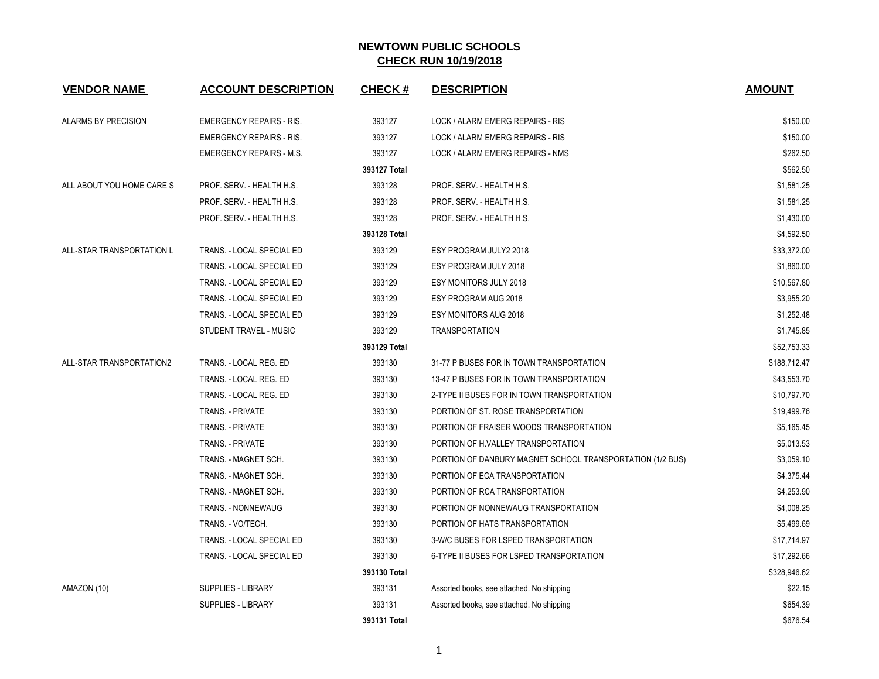# NEWTOWN PUBLIC SCHOOLS
## CHECK RUN 10/19/2018

| VENDOR NAME | ACCOUNT DESCRIPTION | CHECK # | DESCRIPTION | AMOUNT |
|---|---|---|---|---|
| ALARMS BY PRECISION | EMERGENCY REPAIRS - RIS. | 393127 | LOCK / ALARM EMERG REPAIRS - RIS | $150.00 |
| | EMERGENCY REPAIRS - RIS. | 393127 | LOCK / ALARM EMERG REPAIRS - RIS | $150.00 |
| | EMERGENCY REPAIRS - M.S. | 393127 | LOCK / ALARM EMERG REPAIRS - NMS | $262.50 |
| | | **393127 Total** | | $562.50 |
| ALL ABOUT YOU HOME CARE S | PROF. SERV. - HEALTH H.S. | 393128 | PROF. SERV. - HEALTH H.S. | $1,581.25 |
| | PROF. SERV. - HEALTH H.S. | 393128 | PROF. SERV. - HEALTH H.S. | $1,581.25 |
| | PROF. SERV. - HEALTH H.S. | 393128 | PROF. SERV. - HEALTH H.S. | $1,430.00 |
| | | **393128 Total** | | $4,592.50 |
| ALL-STAR TRANSPORTATION L | TRANS. - LOCAL SPECIAL ED | 393129 | ESY PROGRAM JULY2 2018 | $33,372.00 |
| | TRANS. - LOCAL SPECIAL ED | 393129 | ESY PROGRAM JULY 2018 | $1,860.00 |
| | TRANS. - LOCAL SPECIAL ED | 393129 | ESY MONITORS JULY 2018 | $10,567.80 |
| | TRANS. - LOCAL SPECIAL ED | 393129 | ESY PROGRAM AUG 2018 | $3,955.20 |
| | TRANS. - LOCAL SPECIAL ED | 393129 | ESY MONITORS AUG 2018 | $1,252.48 |
| | STUDENT TRAVEL - MUSIC | 393129 | TRANSPORTATION | $1,745.85 |
| | | **393129 Total** | | $52,753.33 |
| ALL-STAR TRANSPORTATION2 | TRANS. - LOCAL REG. ED | 393130 | 31-77 P BUSES FOR IN TOWN TRANSPORTATION | $188,712.47 |
| | TRANS. - LOCAL REG. ED | 393130 | 13-47 P BUSES FOR IN TOWN TRANSPORTATION | $43,553.70 |
| | TRANS. - LOCAL REG. ED | 393130 | 2-TYPE II BUSES FOR IN TOWN TRANSPORTATION | $10,797.70 |
| | TRANS. - PRIVATE | 393130 | PORTION OF ST. ROSE TRANSPORTATION | $19,499.76 |
| | TRANS. - PRIVATE | 393130 | PORTION OF FRAISER WOODS TRANSPORTATION | $5,165.45 |
| | TRANS. - PRIVATE | 393130 | PORTION OF H.VALLEY TRANSPORTATION | $5,013.53 |
| | TRANS. - MAGNET SCH. | 393130 | PORTION OF DANBURY MAGNET SCHOOL TRANSPORTATION (1/2 BUS) | $3,059.10 |
| | TRANS. - MAGNET SCH. | 393130 | PORTION OF ECA TRANSPORTATION | $4,375.44 |
| | TRANS. - MAGNET SCH. | 393130 | PORTION OF RCA TRANSPORTATION | $4,253.90 |
| | TRANS. - NONNEWAUG | 393130 | PORTION OF NONNEWAUG TRANSPORTATION | $4,008.25 |
| | TRANS. - VO/TECH. | 393130 | PORTION OF HATS TRANSPORTATION | $5,499.69 |
| | TRANS. - LOCAL SPECIAL ED | 393130 | 3-W/C BUSES FOR LSPED TRANSPORTATION | $17,714.97 |
| | TRANS. - LOCAL SPECIAL ED | 393130 | 6-TYPE II BUSES FOR LSPED TRANSPORTATION | $17,292.66 |
| | | **393130 Total** | | $328,946.62 |
| AMAZON (10) | SUPPLIES - LIBRARY | 393131 | Assorted books, see attached. No shipping | $22.15 |
| | SUPPLIES - LIBRARY | 393131 | Assorted books, see attached. No shipping | $654.39 |
| | | **393131 Total** | | $676.54 |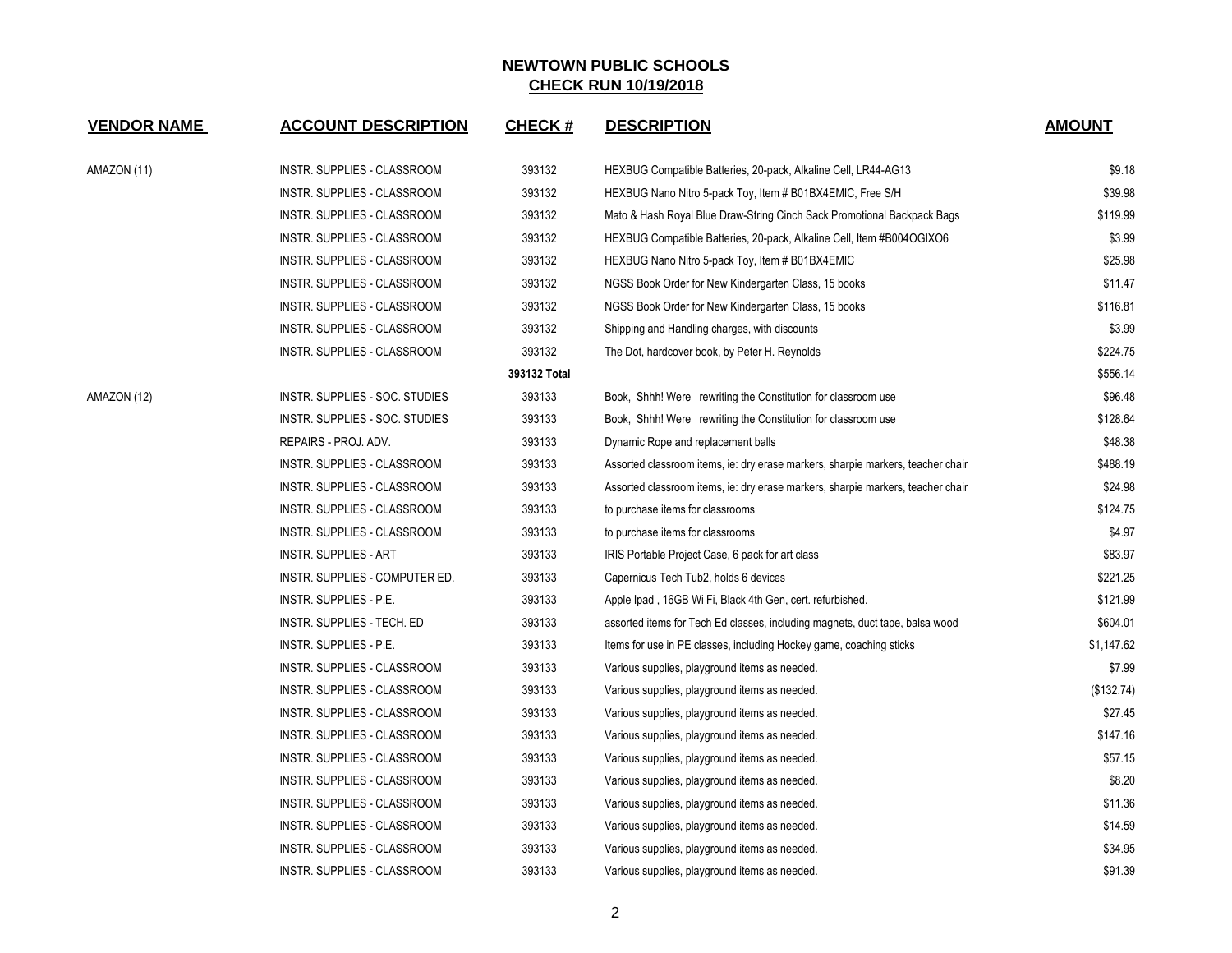# NEWTOWN PUBLIC SCHOOLS
## CHECK RUN 10/19/2018

| VENDOR NAME | ACCOUNT DESCRIPTION | CHECK # | DESCRIPTION | AMOUNT |
|---|---|---|---|---|
| AMAZON (11) | INSTR. SUPPLIES - CLASSROOM | 393132 | HEXBUG Compatible Batteries, 20-pack, Alkaline Cell, LR44-AG13 | $9.18 |
| | INSTR. SUPPLIES - CLASSROOM | 393132 | HEXBUG Nano Nitro 5-pack Toy, Item # B01BX4EMIC, Free S/H | $39.98 |
| | INSTR. SUPPLIES - CLASSROOM | 393132 | Mato & Hash Royal Blue Draw-String Cinch Sack Promotional Backpack Bags | $119.99 |
| | INSTR. SUPPLIES - CLASSROOM | 393132 | HEXBUG Compatible Batteries, 20-pack, Alkaline Cell, Item #B004OGIXO6 | $3.99 |
| | INSTR. SUPPLIES - CLASSROOM | 393132 | HEXBUG Nano Nitro 5-pack Toy, Item # B01BX4EMIC | $25.98 |
| | INSTR. SUPPLIES - CLASSROOM | 393132 | NGSS Book Order for New Kindergarten Class, 15 books | $11.47 |
| | INSTR. SUPPLIES - CLASSROOM | 393132 | NGSS Book Order for New Kindergarten Class, 15 books | $116.81 |
| | INSTR. SUPPLIES - CLASSROOM | 393132 | Shipping and Handling charges, with discounts | $3.99 |
| | INSTR. SUPPLIES - CLASSROOM | 393132 | The Dot, hardcover book, by Peter H. Reynolds | $224.75 |
| | | **393132 Total** | | $556.14 |
| AMAZON (12) | INSTR. SUPPLIES - SOC. STUDIES | 393133 | Book, Shhh! Were rewriting the Constitution for classroom use | $96.48 |
| | INSTR. SUPPLIES - SOC. STUDIES | 393133 | Book, Shhh! Were rewriting the Constitution for classroom use | $128.64 |
| | REPAIRS - PROJ. ADV. | 393133 | Dynamic Rope and replacement balls | $48.38 |
| | INSTR. SUPPLIES - CLASSROOM | 393133 | Assorted classroom items, ie: dry erase markers, sharpie markers, teacher chair | $488.19 |
| | INSTR. SUPPLIES - CLASSROOM | 393133 | Assorted classroom items, ie: dry erase markers, sharpie markers, teacher chair | $24.98 |
| | INSTR. SUPPLIES - CLASSROOM | 393133 | to purchase items for classrooms | $124.75 |
| | INSTR. SUPPLIES - CLASSROOM | 393133 | to purchase items for classrooms | $4.97 |
| | INSTR. SUPPLIES - ART | 393133 | IRIS Portable Project Case, 6 pack for art class | $83.97 |
| | INSTR. SUPPLIES - COMPUTER ED. | 393133 | Capernicus Tech Tub2, holds 6 devices | $221.25 |
| | INSTR. SUPPLIES - P.E. | 393133 | Apple Ipad , 16GB Wi Fi, Black 4th Gen, cert. refurbished. | $121.99 |
| | INSTR. SUPPLIES - TECH. ED | 393133 | assorted items for Tech Ed classes, including magnets, duct tape, balsa wood | $604.01 |
| | INSTR. SUPPLIES - P.E. | 393133 | Items for use in PE classes, including Hockey game, coaching sticks | $1,147.62 |
| | INSTR. SUPPLIES - CLASSROOM | 393133 | Various supplies, playground items as needed. | $7.99 |
| | INSTR. SUPPLIES - CLASSROOM | 393133 | Various supplies, playground items as needed. | ($132.74) |
| | INSTR. SUPPLIES - CLASSROOM | 393133 | Various supplies, playground items as needed. | $27.45 |
| | INSTR. SUPPLIES - CLASSROOM | 393133 | Various supplies, playground items as needed. | $147.16 |
| | INSTR. SUPPLIES - CLASSROOM | 393133 | Various supplies, playground items as needed. | $57.15 |
| | INSTR. SUPPLIES - CLASSROOM | 393133 | Various supplies, playground items as needed. | $8.20 |
| | INSTR. SUPPLIES - CLASSROOM | 393133 | Various supplies, playground items as needed. | $11.36 |
| | INSTR. SUPPLIES - CLASSROOM | 393133 | Various supplies, playground items as needed. | $14.59 |
| | INSTR. SUPPLIES - CLASSROOM | 393133 | Various supplies, playground items as needed. | $34.95 |
| | INSTR. SUPPLIES - CLASSROOM | 393133 | Various supplies, playground items as needed. | $91.39 |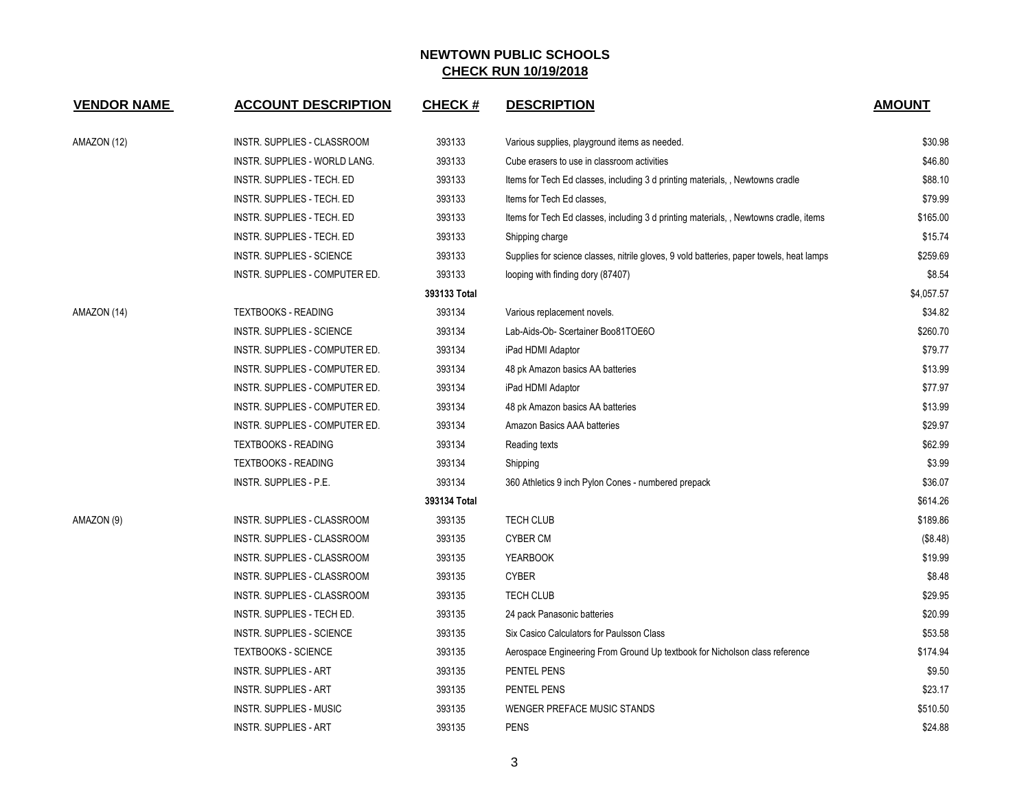## NEWTOWN PUBLIC SCHOOLS
## CHECK RUN 10/19/2018

| VENDOR NAME | ACCOUNT DESCRIPTION | CHECK # | DESCRIPTION | AMOUNT |
|---|---|---|---|---|
| AMAZON (12) | INSTR. SUPPLIES - CLASSROOM | 393133 | Various supplies, playground items as needed. | $30.98 |
| | INSTR. SUPPLIES - WORLD LANG. | 393133 | Cube erasers to use in classroom activities | $46.80 |
| | INSTR. SUPPLIES - TECH. ED | 393133 | Items for Tech Ed classes, including 3 d printing materials, , Newtowns cradle | $88.10 |
| | INSTR. SUPPLIES - TECH. ED | 393133 | Items for Tech Ed classes, | $79.99 |
| | INSTR. SUPPLIES - TECH. ED | 393133 | Items for Tech Ed classes, including 3 d printing materials, , Newtowns cradle, items | $165.00 |
| | INSTR. SUPPLIES - TECH. ED | 393133 | Shipping charge | $15.74 |
| | INSTR. SUPPLIES - SCIENCE | 393133 | Supplies for science classes, nitrile gloves, 9 vold batteries, paper towels, heat lamps | $259.69 |
| | INSTR. SUPPLIES - COMPUTER ED. | 393133 | looping with finding dory (87407) | $8.54 |
| | | 393133 Total | | $4,057.57 |
| AMAZON (14) | TEXTBOOKS - READING | 393134 | Various replacement novels. | $34.82 |
| | INSTR. SUPPLIES - SCIENCE | 393134 | Lab-Aids-Ob- Scertainer Boo81TOE6O | $260.70 |
| | INSTR. SUPPLIES - COMPUTER ED. | 393134 | iPad HDMI Adaptor | $79.77 |
| | INSTR. SUPPLIES - COMPUTER ED. | 393134 | 48 pk Amazon basics AA batteries | $13.99 |
| | INSTR. SUPPLIES - COMPUTER ED. | 393134 | iPad HDMI Adaptor | $77.97 |
| | INSTR. SUPPLIES - COMPUTER ED. | 393134 | 48 pk Amazon basics AA batteries | $13.99 |
| | INSTR. SUPPLIES - COMPUTER ED. | 393134 | Amazon Basics AAA batteries | $29.97 |
| | TEXTBOOKS - READING | 393134 | Reading texts | $62.99 |
| | TEXTBOOKS - READING | 393134 | Shipping | $3.99 |
| | INSTR. SUPPLIES - P.E. | 393134 | 360 Athletics 9 inch Pylon Cones - numbered prepack | $36.07 |
| | | 393134 Total | | $614.26 |
| AMAZON (9) | INSTR. SUPPLIES - CLASSROOM | 393135 | TECH CLUB | $189.86 |
| | INSTR. SUPPLIES - CLASSROOM | 393135 | CYBER CM | ($8.48) |
| | INSTR. SUPPLIES - CLASSROOM | 393135 | YEARBOOK | $19.99 |
| | INSTR. SUPPLIES - CLASSROOM | 393135 | CYBER | $8.48 |
| | INSTR. SUPPLIES - CLASSROOM | 393135 | TECH CLUB | $29.95 |
| | INSTR. SUPPLIES - TECH ED. | 393135 | 24 pack Panasonic batteries | $20.99 |
| | INSTR. SUPPLIES - SCIENCE | 393135 | Six Casico Calculators for Paulsson Class | $53.58 |
| | TEXTBOOKS - SCIENCE | 393135 | Aerospace Engineering From Ground Up textbook for Nicholson class reference | $174.94 |
| | INSTR. SUPPLIES - ART | 393135 | PENTEL PENS | $9.50 |
| | INSTR. SUPPLIES - ART | 393135 | PENTEL PENS | $23.17 |
| | INSTR. SUPPLIES - MUSIC | 393135 | WENGER PREFACE MUSIC STANDS | $510.50 |
| | INSTR. SUPPLIES - ART | 393135 | PENS | $24.88 |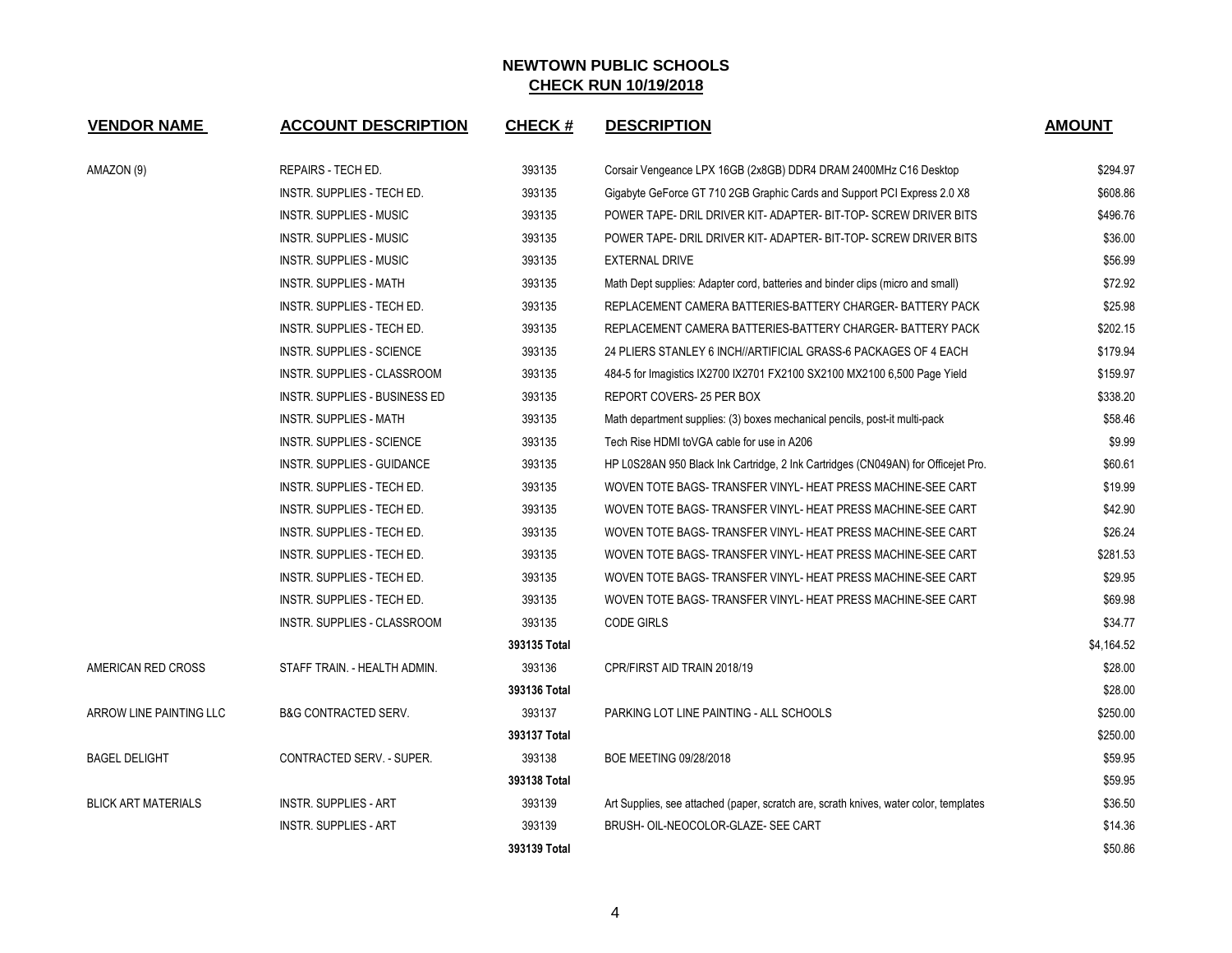# NEWTOWN PUBLIC SCHOOLS

## CHECK RUN 10/19/2018

| VENDOR NAME | ACCOUNT DESCRIPTION | CHECK # | DESCRIPTION | AMOUNT |
|---|---|---|---|---|
| AMAZON (9) | REPAIRS - TECH ED. | 393135 | Corsair Vengeance LPX 16GB (2x8GB) DDR4 DRAM 2400MHz C16 Desktop | $294.97 |
| | INSTR. SUPPLIES - TECH ED. | 393135 | Gigabyte GeForce GT 710 2GB Graphic Cards and Support PCI Express 2.0 X8 | $608.86 |
| | INSTR. SUPPLIES - MUSIC | 393135 | POWER TAPE- DRIL DRIVER KIT- ADAPTER- BIT-TOP- SCREW DRIVER BITS | $496.76 |
| | INSTR. SUPPLIES - MUSIC | 393135 | POWER TAPE- DRIL DRIVER KIT- ADAPTER- BIT-TOP- SCREW DRIVER BITS | $36.00 |
| | INSTR. SUPPLIES - MUSIC | 393135 | EXTERNAL DRIVE | $56.99 |
| | INSTR. SUPPLIES - MATH | 393135 | Math Dept supplies: Adapter cord, batteries and binder clips (micro and small) | $72.92 |
| | INSTR. SUPPLIES - TECH ED. | 393135 | REPLACEMENT CAMERA BATTERIES-BATTERY CHARGER- BATTERY PACK | $25.98 |
| | INSTR. SUPPLIES - TECH ED. | 393135 | REPLACEMENT CAMERA BATTERIES-BATTERY CHARGER- BATTERY PACK | $202.15 |
| | INSTR. SUPPLIES - SCIENCE | 393135 | 24 PLIERS STANLEY 6 INCH//ARTIFICIAL GRASS-6 PACKAGES OF 4 EACH | $179.94 |
| | INSTR. SUPPLIES - CLASSROOM | 393135 | 484-5 for Imagistics IX2700 IX2701 FX2100 SX2100 MX2100 6,500 Page Yield | $159.97 |
| | INSTR. SUPPLIES - BUSINESS ED | 393135 | REPORT COVERS- 25 PER BOX | $338.20 |
| | INSTR. SUPPLIES - MATH | 393135 | Math department supplies: (3) boxes mechanical pencils, post-it multi-pack | $58.46 |
| | INSTR. SUPPLIES - SCIENCE | 393135 | Tech Rise HDMI toVGA cable for use in A206 | $9.99 |
| | INSTR. SUPPLIES - GUIDANCE | 393135 | HP L0S28AN 950 Black Ink Cartridge, 2 Ink Cartridges (CN049AN) for Officejet Pro. | $60.61 |
| | INSTR. SUPPLIES - TECH ED. | 393135 | WOVEN TOTE BAGS- TRANSFER VINYL- HEAT PRESS MACHINE-SEE CART | $19.99 |
| | INSTR. SUPPLIES - TECH ED. | 393135 | WOVEN TOTE BAGS- TRANSFER VINYL- HEAT PRESS MACHINE-SEE CART | $42.90 |
| | INSTR. SUPPLIES - TECH ED. | 393135 | WOVEN TOTE BAGS- TRANSFER VINYL- HEAT PRESS MACHINE-SEE CART | $26.24 |
| | INSTR. SUPPLIES - TECH ED. | 393135 | WOVEN TOTE BAGS- TRANSFER VINYL- HEAT PRESS MACHINE-SEE CART | $281.53 |
| | INSTR. SUPPLIES - TECH ED. | 393135 | WOVEN TOTE BAGS- TRANSFER VINYL- HEAT PRESS MACHINE-SEE CART | $29.95 |
| | INSTR. SUPPLIES - TECH ED. | 393135 | WOVEN TOTE BAGS- TRANSFER VINYL- HEAT PRESS MACHINE-SEE CART | $69.98 |
| | INSTR. SUPPLIES - CLASSROOM | 393135 | CODE GIRLS | $34.77 |
| | | 393135 Total | | $4,164.52 |
| AMERICAN RED CROSS | STAFF TRAIN. - HEALTH ADMIN. | 393136 | CPR/FIRST AID TRAIN 2018/19 | $28.00 |
| | | 393136 Total | | $28.00 |
| ARROW LINE PAINTING LLC | B&G CONTRACTED SERV. | 393137 | PARKING LOT LINE PAINTING - ALL SCHOOLS | $250.00 |
| | | 393137 Total | | $250.00 |
| BAGEL DELIGHT | CONTRACTED SERV. - SUPER. | 393138 | BOE MEETING 09/28/2018 | $59.95 |
| | | 393138 Total | | $59.95 |
| BLICK ART MATERIALS | INSTR. SUPPLIES - ART | 393139 | Art Supplies, see attached (paper, scratch are, scrath knives, water color, templates | $36.50 |
| | INSTR. SUPPLIES - ART | 393139 | BRUSH- OIL-NEOCOLOR-GLAZE- SEE CART | $14.36 |
| | | 393139 Total | | $50.86 |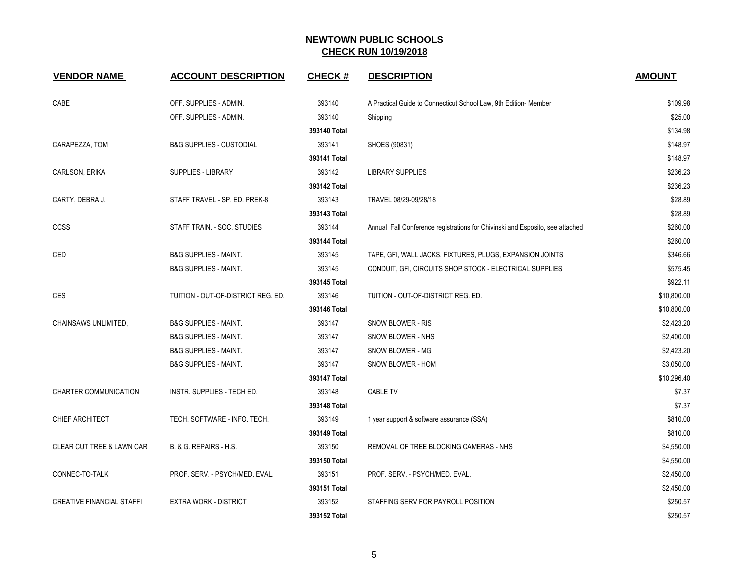# NEWTOWN PUBLIC SCHOOLS

## CHECK RUN 10/19/2018

| VENDOR NAME | ACCOUNT DESCRIPTION | CHECK # | DESCRIPTION | AMOUNT |
|---|---|---|---|---|
| CABE | OFF. SUPPLIES - ADMIN. | 393140 | A Practical Guide to Connecticut School Law, 9th Edition- Member | $109.98 |
| | OFF. SUPPLIES - ADMIN. | 393140 | Shipping | $25.00 |
| | | 393140 Total | | $134.98 |
| CARAPEZZA, TOM | B&G SUPPLIES - CUSTODIAL | 393141 | SHOES (90831) | $148.97 |
| | | 393141 Total | | $148.97 |
| CARLSON, ERIKA | SUPPLIES - LIBRARY | 393142 | LIBRARY SUPPLIES | $236.23 |
| | | 393142 Total | | $236.23 |
| CARTY, DEBRA J. | STAFF TRAVEL - SP. ED. PREK-8 | 393143 | TRAVEL 08/29-09/28/18 | $28.89 |
| | | 393143 Total | | $28.89 |
| CCSS | STAFF TRAIN. - SOC. STUDIES | 393144 | Annual Fall Conference registrations for Chivinski and Esposito, see attached | $260.00 |
| | | 393144 Total | | $260.00 |
| CED | B&G SUPPLIES - MAINT. | 393145 | TAPE, GFI, WALL JACKS, FIXTURES, PLUGS, EXPANSION JOINTS | $346.66 |
| | B&G SUPPLIES - MAINT. | 393145 | CONDUIT, GFI, CIRCUITS SHOP STOCK - ELECTRICAL SUPPLIES | $575.45 |
| | | 393145 Total | | $922.11 |
| CES | TUITION - OUT-OF-DISTRICT REG. ED. | 393146 | TUITION - OUT-OF-DISTRICT REG. ED. | $10,800.00 |
| | | 393146 Total | | $10,800.00 |
| CHAINSAWS UNLIMITED, | B&G SUPPLIES - MAINT. | 393147 | SNOW BLOWER - RIS | $2,423.20 |
| | B&G SUPPLIES - MAINT. | 393147 | SNOW BLOWER - NHS | $2,400.00 |
| | B&G SUPPLIES - MAINT. | 393147 | SNOW BLOWER - MG | $2,423.20 |
| | B&G SUPPLIES - MAINT. | 393147 | SNOW BLOWER - HOM | $3,050.00 |
| | | 393147 Total | | $10,296.40 |
| CHARTER COMMUNICATION | INSTR. SUPPLIES - TECH ED. | 393148 | CABLE TV | $7.37 |
| | | 393148 Total | | $7.37 |
| CHIEF ARCHITECT | TECH. SOFTWARE - INFO. TECH. | 393149 | 1 year support & software assurance (SSA) | $810.00 |
| | | 393149 Total | | $810.00 |
| CLEAR CUT TREE & LAWN CAR | B. & G. REPAIRS - H.S. | 393150 | REMOVAL OF TREE BLOCKING CAMERAS - NHS | $4,550.00 |
| | | 393150 Total | | $4,550.00 |
| CONNEC-TO-TALK | PROF. SERV. - PSYCH/MED. EVAL. | 393151 | PROF. SERV. - PSYCH/MED. EVAL. | $2,450.00 |
| | | 393151 Total | | $2,450.00 |
| CREATIVE FINANCIAL STAFFI | EXTRA WORK - DISTRICT | 393152 | STAFFING SERV FOR PAYROLL POSITION | $250.57 |
| | | 393152 Total | | $250.57 |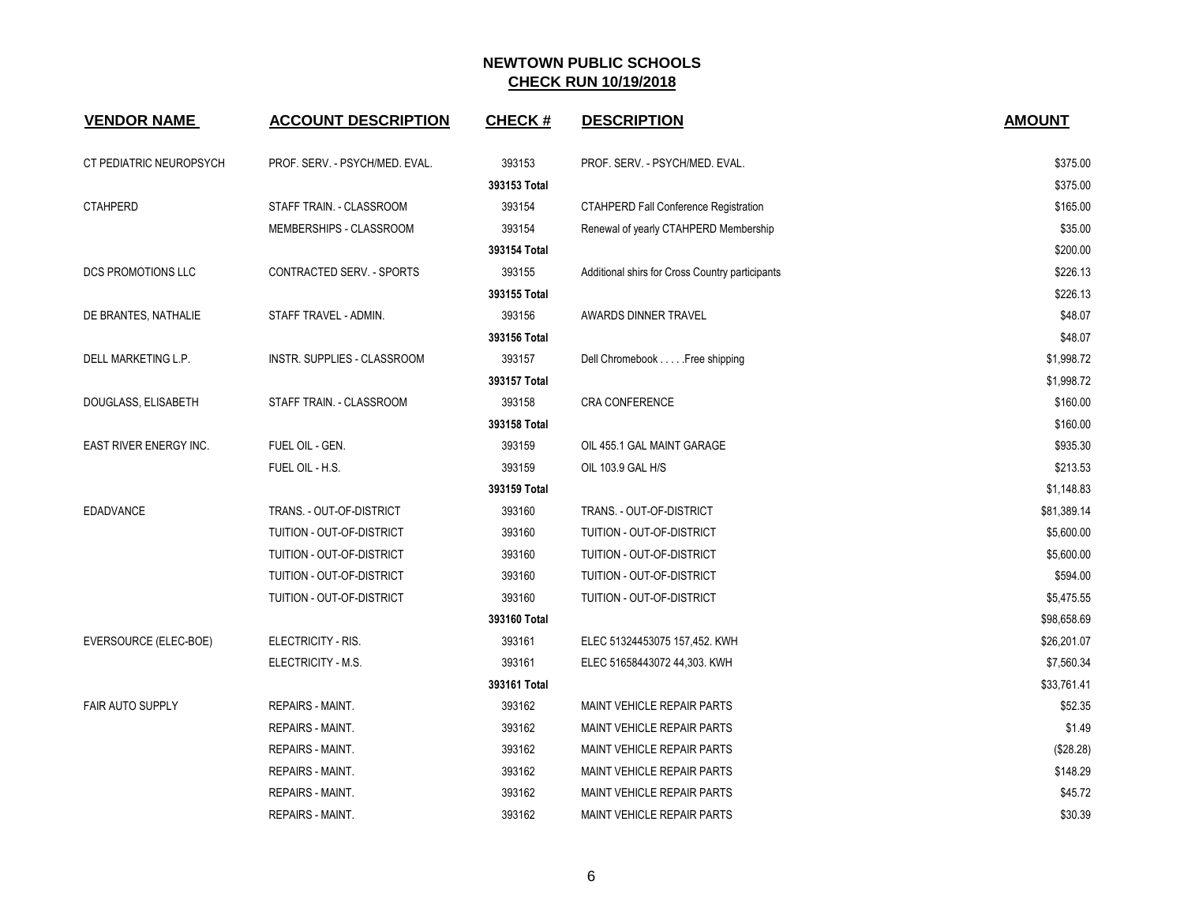# NEWTOWN PUBLIC SCHOOLS
## CHECK RUN 10/19/2018

| VENDOR NAME | ACCOUNT DESCRIPTION | CHECK # | DESCRIPTION | AMOUNT |
|---|---|---|---|---|
| CT PEDIATRIC NEUROPSYCH | PROF. SERV. - PSYCH/MED. EVAL. | 393153 | PROF. SERV. - PSYCH/MED. EVAL. | $375.00 |
| | | **393153 Total** | | $375.00 |
| CTAHPERD | STAFF TRAIN. - CLASSROOM | 393154 | CTAHPERD Fall Conference Registration | $165.00 |
| | MEMBERSHIPS - CLASSROOM | 393154 | Renewal of yearly CTAHPERD Membership | $35.00 |
| | | **393154 Total** | | $200.00 |
| DCS PROMOTIONS LLC | CONTRACTED SERV. - SPORTS | 393155 | Additional shirs for Cross Country participants | $226.13 |
| | | **393155 Total** | | $226.13 |
| DE BRANTES, NATHALIE | STAFF TRAVEL - ADMIN. | 393156 | AWARDS DINNER TRAVEL | $48.07 |
| | | **393156 Total** | | $48.07 |
| DELL MARKETING L.P. | INSTR. SUPPLIES - CLASSROOM | 393157 | Dell Chromebook . . . . .Free shipping | $1,998.72 |
| | | **393157 Total** | | $1,998.72 |
| DOUGLASS, ELISABETH | STAFF TRAIN. - CLASSROOM | 393158 | CRA CONFERENCE | $160.00 |
| | | **393158 Total** | | $160.00 |
| EAST RIVER ENERGY INC. | FUEL OIL - GEN. | 393159 | OIL 455.1 GAL MAINT GARAGE | $935.30 |
| | FUEL OIL - H.S. | 393159 | OIL 103.9 GAL H/S | $213.53 |
| | | **393159 Total** | | $1,148.83 |
| EDADVANCE | TRANS. - OUT-OF-DISTRICT | 393160 | TRANS. - OUT-OF-DISTRICT | $81,389.14 |
| | TUITION - OUT-OF-DISTRICT | 393160 | TUITION - OUT-OF-DISTRICT | $5,600.00 |
| | TUITION - OUT-OF-DISTRICT | 393160 | TUITION - OUT-OF-DISTRICT | $5,600.00 |
| | TUITION - OUT-OF-DISTRICT | 393160 | TUITION - OUT-OF-DISTRICT | $594.00 |
| | TUITION - OUT-OF-DISTRICT | 393160 | TUITION - OUT-OF-DISTRICT | $5,475.55 |
| | | **393160 Total** | | $98,658.69 |
| EVERSOURCE (ELEC-BOE) | ELECTRICITY - RIS. | 393161 | ELEC 51324453075 157,452. KWH | $26,201.07 |
| | ELECTRICITY - M.S. | 393161 | ELEC 51658443072 44,303. KWH | $7,560.34 |
| | | **393161 Total** | | $33,761.41 |
| FAIR AUTO SUPPLY | REPAIRS - MAINT. | 393162 | MAINT VEHICLE REPAIR PARTS | $52.35 |
| | REPAIRS - MAINT. | 393162 | MAINT VEHICLE REPAIR PARTS | $1.49 |
| | REPAIRS - MAINT. | 393162 | MAINT VEHICLE REPAIR PARTS | ($28.28) |
| | REPAIRS - MAINT. | 393162 | MAINT VEHICLE REPAIR PARTS | $148.29 |
| | REPAIRS - MAINT. | 393162 | MAINT VEHICLE REPAIR PARTS | $45.72 |
| | REPAIRS - MAINT. | 393162 | MAINT VEHICLE REPAIR PARTS | $30.39 |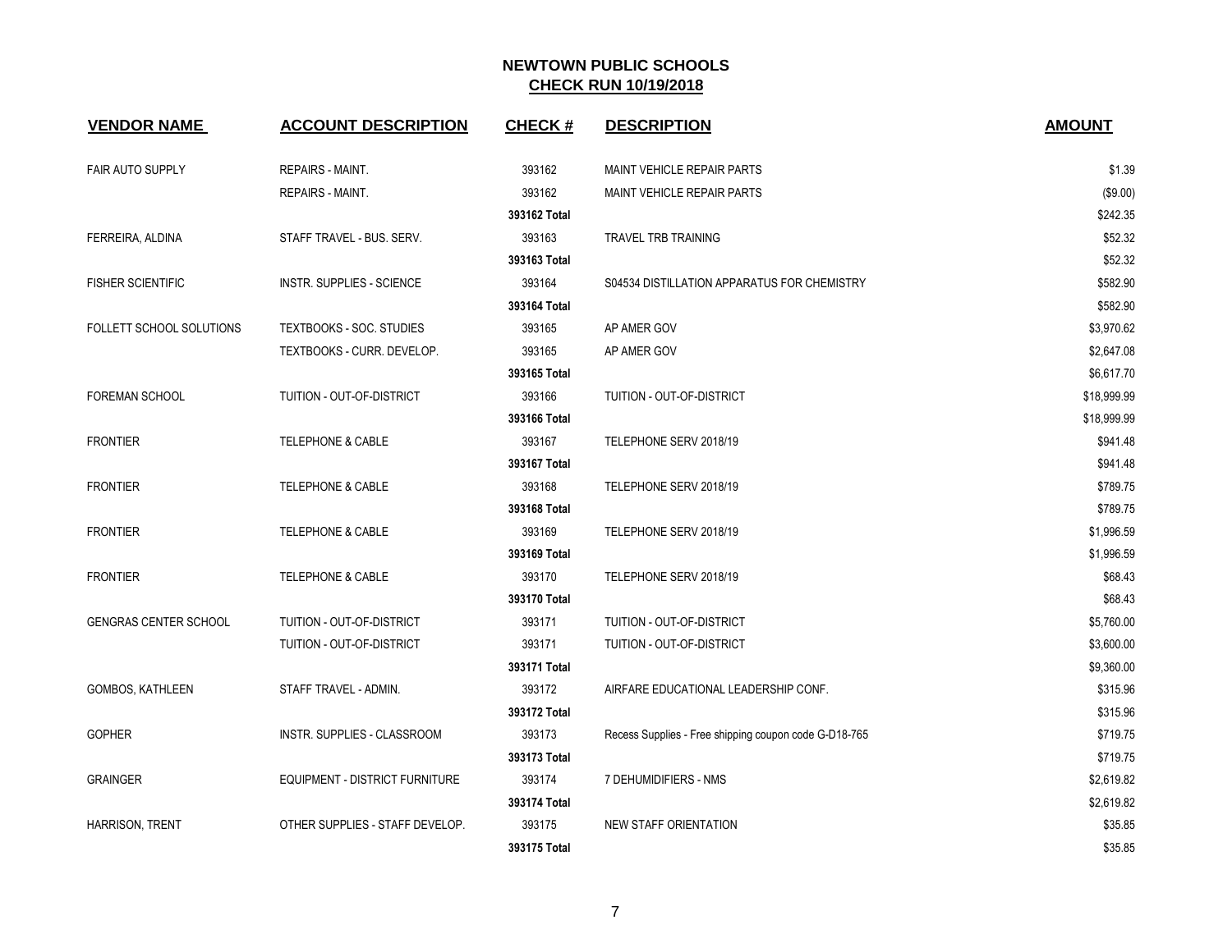# NEWTOWN PUBLIC SCHOOLS

## CHECK RUN 10/19/2018

| VENDOR NAME | ACCOUNT DESCRIPTION | CHECK # | DESCRIPTION | AMOUNT |
|---|---|---|---|---|
| FAIR AUTO SUPPLY | REPAIRS - MAINT. | 393162 | MAINT VEHICLE REPAIR PARTS | $1.39 |
| | REPAIRS - MAINT. | 393162 | MAINT VEHICLE REPAIR PARTS | ($9.00) |
| | | **393162 Total** | | $242.35 |
| FERREIRA, ALDINA | STAFF TRAVEL - BUS. SERV. | 393163 | TRAVEL TRB TRAINING | $52.32 |
| | | **393163 Total** | | $52.32 |
| FISHER SCIENTIFIC | INSTR. SUPPLIES - SCIENCE | 393164 | S04534 DISTILLATION APPARATUS FOR CHEMISTRY | $582.90 |
| | | **393164 Total** | | $582.90 |
| FOLLETT SCHOOL SOLUTIONS | TEXTBOOKS - SOC. STUDIES | 393165 | AP AMER GOV | $3,970.62 |
| | TEXTBOOKS - CURR. DEVELOP. | 393165 | AP AMER GOV | $2,647.08 |
| | | **393165 Total** | | $6,617.70 |
| FOREMAN SCHOOL | TUITION - OUT-OF-DISTRICT | 393166 | TUITION - OUT-OF-DISTRICT | $18,999.99 |
| | | **393166 Total** | | $18,999.99 |
| FRONTIER | TELEPHONE & CABLE | 393167 | TELEPHONE SERV 2018/19 | $941.48 |
| | | **393167 Total** | | $941.48 |
| FRONTIER | TELEPHONE & CABLE | 393168 | TELEPHONE SERV 2018/19 | $789.75 |
| | | **393168 Total** | | $789.75 |
| FRONTIER | TELEPHONE & CABLE | 393169 | TELEPHONE SERV 2018/19 | $1,996.59 |
| | | **393169 Total** | | $1,996.59 |
| FRONTIER | TELEPHONE & CABLE | 393170 | TELEPHONE SERV 2018/19 | $68.43 |
| | | **393170 Total** | | $68.43 |
| GENGRAS CENTER SCHOOL | TUITION - OUT-OF-DISTRICT | 393171 | TUITION - OUT-OF-DISTRICT | $5,760.00 |
| | TUITION - OUT-OF-DISTRICT | 393171 | TUITION - OUT-OF-DISTRICT | $3,600.00 |
| | | **393171 Total** | | $9,360.00 |
| GOMBOS, KATHLEEN | STAFF TRAVEL - ADMIN. | 393172 | AIRFARE EDUCATIONAL LEADERSHIP CONF. | $315.96 |
| | | **393172 Total** | | $315.96 |
| GOPHER | INSTR. SUPPLIES - CLASSROOM | 393173 | Recess Supplies - Free shipping coupon code G-D18-765 | $719.75 |
| | | **393173 Total** | | $719.75 |
| GRAINGER | EQUIPMENT - DISTRICT FURNITURE | 393174 | 7 DEHUMIDIFIERS - NMS | $2,619.82 |
| | | **393174 Total** | | $2,619.82 |
| HARRISON, TRENT | OTHER SUPPLIES - STAFF DEVELOP. | 393175 | NEW STAFF ORIENTATION | $35.85 |
| | | **393175 Total** | | $35.85 |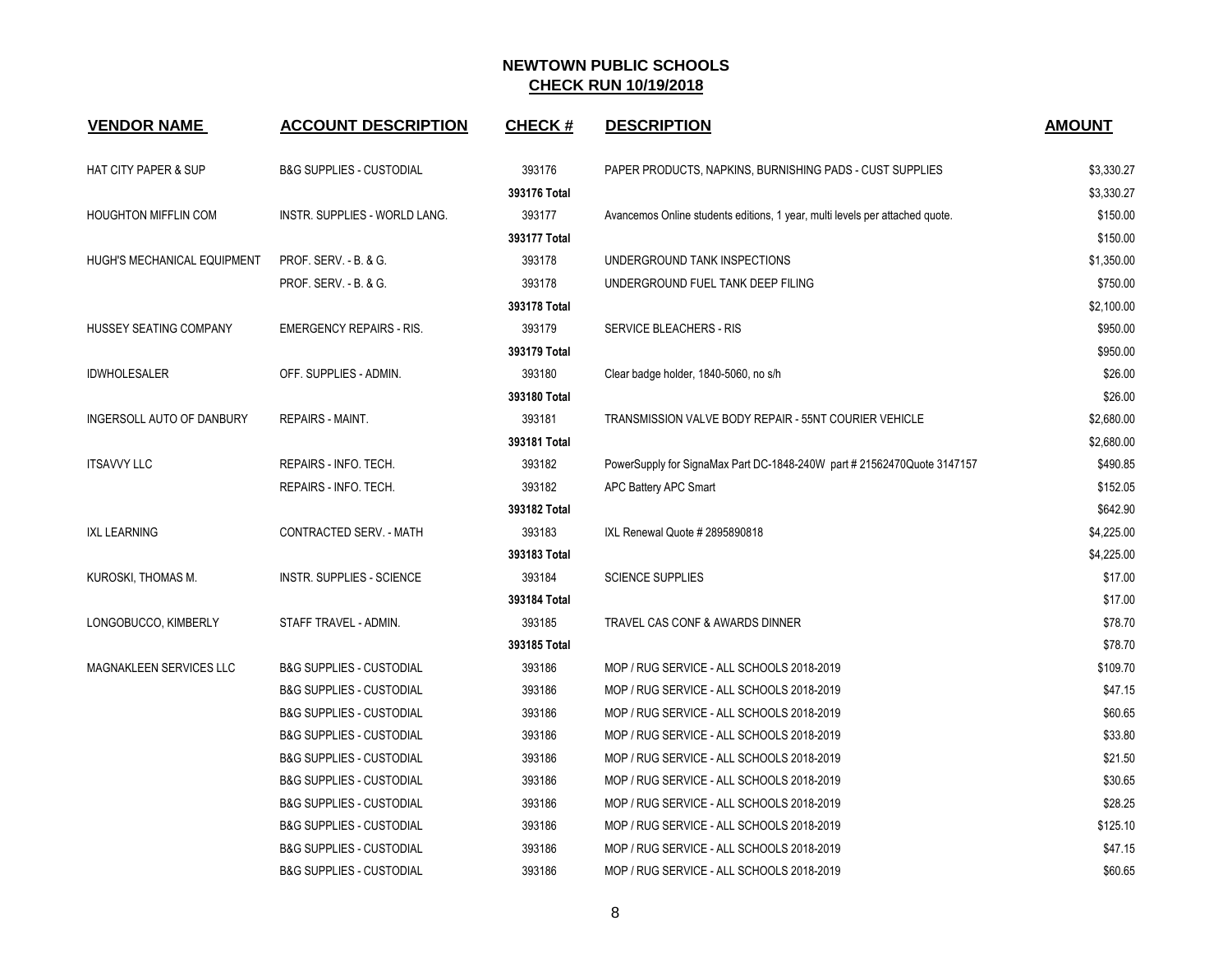# NEWTOWN PUBLIC SCHOOLS
## CHECK RUN 10/19/2018

| VENDOR NAME | ACCOUNT DESCRIPTION | CHECK # | DESCRIPTION | AMOUNT |
|---|---|---|---|---|
| HAT CITY PAPER & SUP | B&G SUPPLIES - CUSTODIAL | 393176 | PAPER PRODUCTS, NAPKINS, BURNISHING PADS - CUST SUPPLIES | $3,330.27 |
| | | **393176 Total** | | $3,330.27 |
| HOUGHTON MIFFLIN COM | INSTR. SUPPLIES - WORLD LANG. | 393177 | Avancemos Online students editions, 1 year, multi levels per attached quote. | $150.00 |
| | | **393177 Total** | | $150.00 |
| HUGH'S MECHANICAL EQUIPMENT | PROF. SERV. - B. & G. | 393178 | UNDERGROUND TANK INSPECTIONS | $1,350.00 |
| | PROF. SERV. - B. & G. | 393178 | UNDERGROUND FUEL TANK DEEP FILING | $750.00 |
| | | **393178 Total** | | $2,100.00 |
| HUSSEY SEATING COMPANY | EMERGENCY REPAIRS - RIS. | 393179 | SERVICE BLEACHERS - RIS | $950.00 |
| | | **393179 Total** | | $950.00 |
| IDWHOLESALER | OFF. SUPPLIES - ADMIN. | 393180 | Clear badge holder, 1840-5060, no s/h | $26.00 |
| | | **393180 Total** | | $26.00 |
| INGERSOLL AUTO OF DANBURY | REPAIRS - MAINT. | 393181 | TRANSMISSION VALVE BODY REPAIR - 55NT COURIER VEHICLE | $2,680.00 |
| | | **393181 Total** | | $2,680.00 |
| ITSAVVY LLC | REPAIRS - INFO. TECH. | 393182 | PowerSupply for SignaMax Part DC-1848-240W part # 21562470Quote 3147157 | $490.85 |
| | REPAIRS - INFO. TECH. | 393182 | APC Battery APC Smart | $152.05 |
| | | **393182 Total** | | $642.90 |
| IXL LEARNING | CONTRACTED SERV. - MATH | 393183 | IXL Renewal Quote # 2895890818 | $4,225.00 |
| | | **393183 Total** | | $4,225.00 |
| KUROSKI, THOMAS M. | INSTR. SUPPLIES - SCIENCE | 393184 | SCIENCE SUPPLIES | $17.00 |
| | | **393184 Total** | | $17.00 |
| LONGOBUCCO, KIMBERLY | STAFF TRAVEL - ADMIN. | 393185 | TRAVEL CAS CONF & AWARDS DINNER | $78.70 |
| | | **393185 Total** | | $78.70 |
| MAGNAKLEEN SERVICES LLC | B&G SUPPLIES - CUSTODIAL | 393186 | MOP / RUG SERVICE - ALL SCHOOLS 2018-2019 | $109.70 |
| | B&G SUPPLIES - CUSTODIAL | 393186 | MOP / RUG SERVICE - ALL SCHOOLS 2018-2019 | $47.15 |
| | B&G SUPPLIES - CUSTODIAL | 393186 | MOP / RUG SERVICE - ALL SCHOOLS 2018-2019 | $60.65 |
| | B&G SUPPLIES - CUSTODIAL | 393186 | MOP / RUG SERVICE - ALL SCHOOLS 2018-2019 | $33.80 |
| | B&G SUPPLIES - CUSTODIAL | 393186 | MOP / RUG SERVICE - ALL SCHOOLS 2018-2019 | $21.50 |
| | B&G SUPPLIES - CUSTODIAL | 393186 | MOP / RUG SERVICE - ALL SCHOOLS 2018-2019 | $30.65 |
| | B&G SUPPLIES - CUSTODIAL | 393186 | MOP / RUG SERVICE - ALL SCHOOLS 2018-2019 | $28.25 |
| | B&G SUPPLIES - CUSTODIAL | 393186 | MOP / RUG SERVICE - ALL SCHOOLS 2018-2019 | $125.10 |
| | B&G SUPPLIES - CUSTODIAL | 393186 | MOP / RUG SERVICE - ALL SCHOOLS 2018-2019 | $47.15 |
| | B&G SUPPLIES - CUSTODIAL | 393186 | MOP / RUG SERVICE - ALL SCHOOLS 2018-2019 | $60.65 |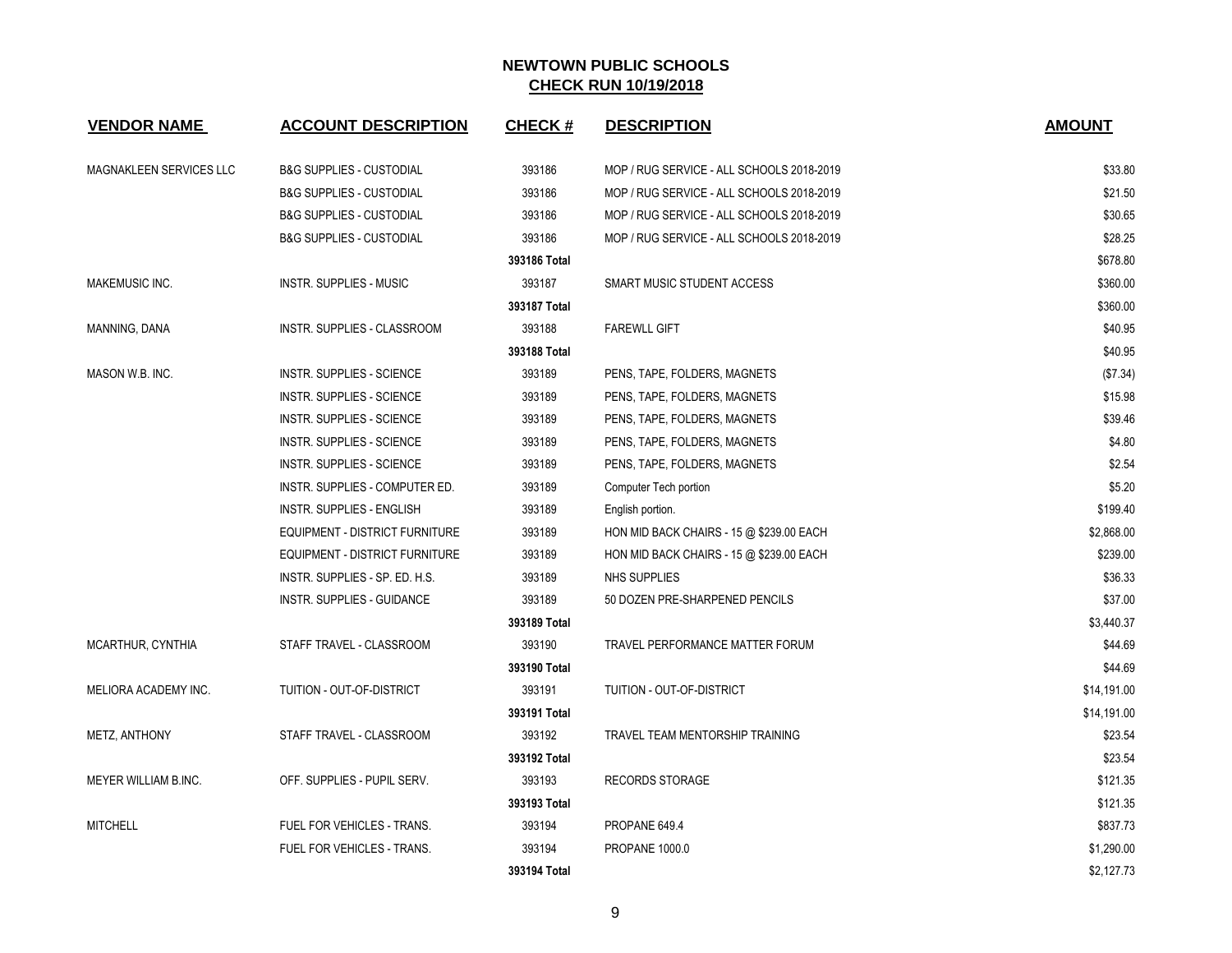# NEWTOWN PUBLIC SCHOOLS

## CHECK RUN 10/19/2018

| VENDOR NAME | ACCOUNT DESCRIPTION | CHECK # | DESCRIPTION | AMOUNT |
|---|---|---|---|---|
| MAGNAKLEEN SERVICES LLC | B&G SUPPLIES - CUSTODIAL | 393186 | MOP / RUG SERVICE - ALL SCHOOLS 2018-2019 | $33.80 |
| | B&G SUPPLIES - CUSTODIAL | 393186 | MOP / RUG SERVICE - ALL SCHOOLS 2018-2019 | $21.50 |
| | B&G SUPPLIES - CUSTODIAL | 393186 | MOP / RUG SERVICE - ALL SCHOOLS 2018-2019 | $30.65 |
| | B&G SUPPLIES - CUSTODIAL | 393186 | MOP / RUG SERVICE - ALL SCHOOLS 2018-2019 | $28.25 |
| | | **393186 Total** | | $678.80 |
| MAKEMUSIC INC. | INSTR. SUPPLIES - MUSIC | 393187 | SMART MUSIC STUDENT ACCESS | $360.00 |
| | | **393187 Total** | | $360.00 |
| MANNING, DANA | INSTR. SUPPLIES - CLASSROOM | 393188 | FAREWLL GIFT | $40.95 |
| | | **393188 Total** | | $40.95 |
| MASON W.B. INC. | INSTR. SUPPLIES - SCIENCE | 393189 | PENS, TAPE, FOLDERS, MAGNETS | ($7.34) |
| | INSTR. SUPPLIES - SCIENCE | 393189 | PENS, TAPE, FOLDERS, MAGNETS | $15.98 |
| | INSTR. SUPPLIES - SCIENCE | 393189 | PENS, TAPE, FOLDERS, MAGNETS | $39.46 |
| | INSTR. SUPPLIES - SCIENCE | 393189 | PENS, TAPE, FOLDERS, MAGNETS | $4.80 |
| | INSTR. SUPPLIES - SCIENCE | 393189 | PENS, TAPE, FOLDERS, MAGNETS | $2.54 |
| | INSTR. SUPPLIES - COMPUTER ED. | 393189 | Computer Tech portion | $5.20 |
| | INSTR. SUPPLIES - ENGLISH | 393189 | English portion. | $199.40 |
| | EQUIPMENT - DISTRICT FURNITURE | 393189 | HON MID BACK CHAIRS - 15 @ $239.00 EACH | $2,868.00 |
| | EQUIPMENT - DISTRICT FURNITURE | 393189 | HON MID BACK CHAIRS - 15 @ $239.00 EACH | $239.00 |
| | INSTR. SUPPLIES - SP. ED. H.S. | 393189 | NHS SUPPLIES | $36.33 |
| | INSTR. SUPPLIES - GUIDANCE | 393189 | 50 DOZEN PRE-SHARPENED PENCILS | $37.00 |
| | | **393189 Total** | | $3,440.37 |
| MCARTHUR, CYNTHIA | STAFF TRAVEL - CLASSROOM | 393190 | TRAVEL PERFORMANCE MATTER FORUM | $44.69 |
| | | **393190 Total** | | $44.69 |
| MELIORA ACADEMY INC. | TUITION - OUT-OF-DISTRICT | 393191 | TUITION - OUT-OF-DISTRICT | $14,191.00 |
| | | **393191 Total** | | $14,191.00 |
| METZ, ANTHONY | STAFF TRAVEL - CLASSROOM | 393192 | TRAVEL TEAM MENTORSHIP TRAINING | $23.54 |
| | | **393192 Total** | | $23.54 |
| MEYER WILLIAM B.INC. | OFF. SUPPLIES - PUPIL SERV. | 393193 | RECORDS STORAGE | $121.35 |
| | | **393193 Total** | | $121.35 |
| MITCHELL | FUEL FOR VEHICLES - TRANS. | 393194 | PROPANE 649.4 | $837.73 |
| | FUEL FOR VEHICLES - TRANS. | 393194 | PROPANE 1000.0 | $1,290.00 |
| | | **393194 Total** | | $2,127.73 |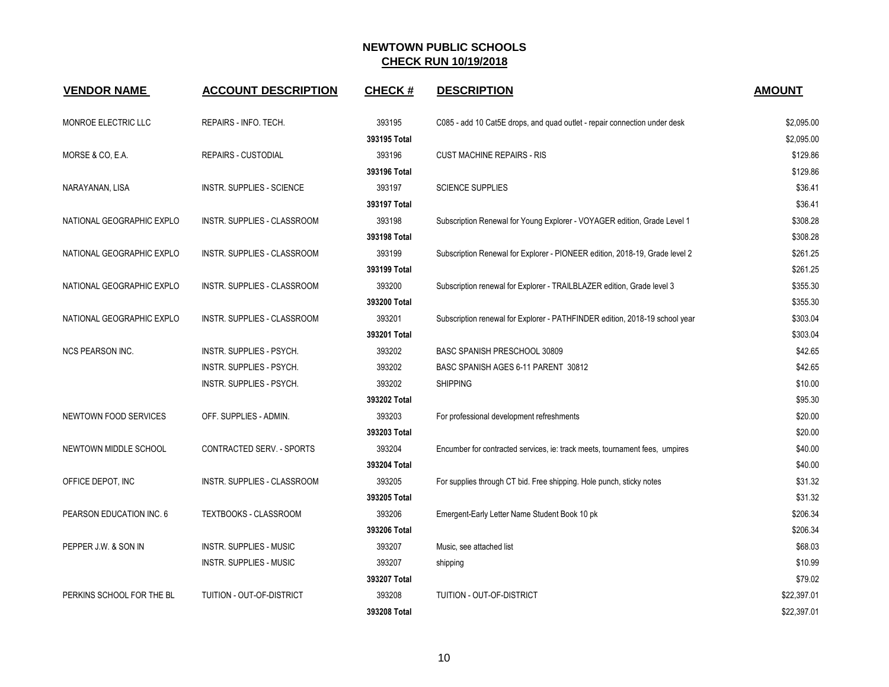## NEWTOWN PUBLIC SCHOOLS
## CHECK RUN 10/19/2018

| VENDOR NAME | ACCOUNT DESCRIPTION | CHECK # | DESCRIPTION | AMOUNT |
|---|---|---|---|---|
| MONROE ELECTRIC LLC | REPAIRS - INFO. TECH. | 393195 | C085 - add 10 Cat5E drops, and quad outlet - repair connection under desk | $2,095.00 |
| | | **393195 Total** | | $2,095.00 |
| MORSE & CO, E.A. | REPAIRS - CUSTODIAL | 393196 | CUST MACHINE REPAIRS - RIS | $129.86 |
| | | **393196 Total** | | $129.86 |
| NARAYANAN, LISA | INSTR. SUPPLIES - SCIENCE | 393197 | SCIENCE SUPPLIES | $36.41 |
| | | **393197 Total** | | $36.41 |
| NATIONAL GEOGRAPHIC EXPLO | INSTR. SUPPLIES - CLASSROOM | 393198 | Subscription Renewal for Young Explorer - VOYAGER edition, Grade Level 1 | $308.28 |
| | | **393198 Total** | | $308.28 |
| NATIONAL GEOGRAPHIC EXPLO | INSTR. SUPPLIES - CLASSROOM | 393199 | Subscription Renewal for Explorer - PIONEER edition, 2018-19, Grade level 2 | $261.25 |
| | | **393199 Total** | | $261.25 |
| NATIONAL GEOGRAPHIC EXPLO | INSTR. SUPPLIES - CLASSROOM | 393200 | Subscription renewal for Explorer - TRAILBLAZER edition, Grade level 3 | $355.30 |
| | | **393200 Total** | | $355.30 |
| NATIONAL GEOGRAPHIC EXPLO | INSTR. SUPPLIES - CLASSROOM | 393201 | Subscription renewal for Explorer - PATHFINDER edition, 2018-19 school year | $303.04 |
| | | **393201 Total** | | $303.04 |
| NCS PEARSON INC. | INSTR. SUPPLIES - PSYCH. | 393202 | BASC SPANISH PRESCHOOL 30809 | $42.65 |
| | INSTR. SUPPLIES - PSYCH. | 393202 | BASC SPANISH AGES 6-11 PARENT 30812 | $42.65 |
| | INSTR. SUPPLIES - PSYCH. | 393202 | SHIPPING | $10.00 |
| | | **393202 Total** | | $95.30 |
| NEWTOWN FOOD SERVICES | OFF. SUPPLIES - ADMIN. | 393203 | For professional development refreshments | $20.00 |
| | | **393203 Total** | | $20.00 |
| NEWTOWN MIDDLE SCHOOL | CONTRACTED SERV. - SPORTS | 393204 | Encumber for contracted services, ie: track meets, tournament fees, umpires | $40.00 |
| | | **393204 Total** | | $40.00 |
| OFFICE DEPOT, INC | INSTR. SUPPLIES - CLASSROOM | 393205 | For supplies through CT bid. Free shipping. Hole punch, sticky notes | $31.32 |
| | | **393205 Total** | | $31.32 |
| PEARSON EDUCATION INC. 6 | TEXTBOOKS - CLASSROOM | 393206 | Emergent-Early Letter Name Student Book 10 pk | $206.34 |
| | | **393206 Total** | | $206.34 |
| PEPPER J.W. & SON IN | INSTR. SUPPLIES - MUSIC | 393207 | Music, see attached list | $68.03 |
| | INSTR. SUPPLIES - MUSIC | 393207 | shipping | $10.99 |
| | | **393207 Total** | | $79.02 |
| PERKINS SCHOOL FOR THE BL | TUITION - OUT-OF-DISTRICT | 393208 | TUITION - OUT-OF-DISTRICT | $22,397.01 |
| | | **393208 Total** | | $22,397.01 |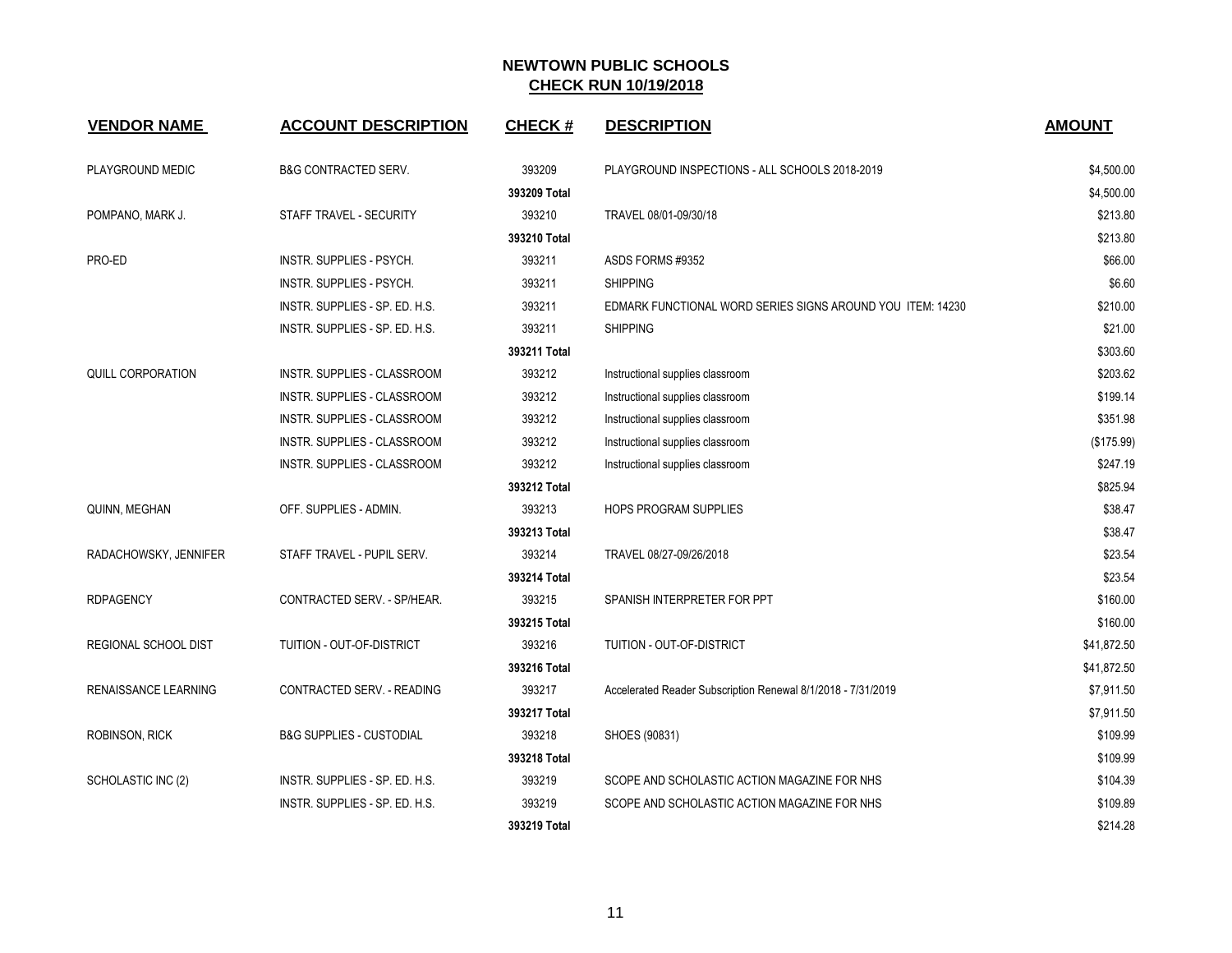## NEWTOWN PUBLIC SCHOOLS
## CHECK RUN 10/19/2018

| VENDOR NAME | ACCOUNT DESCRIPTION | CHECK # | DESCRIPTION | AMOUNT |
|---|---|---|---|---|
| PLAYGROUND MEDIC | B&G CONTRACTED SERV. | 393209 | PLAYGROUND INSPECTIONS - ALL SCHOOLS 2018-2019 | $4,500.00 |
| | | 393209 Total | | $4,500.00 |
| POMPANO, MARK J. | STAFF TRAVEL - SECURITY | 393210 | TRAVEL 08/01-09/30/18 | $213.80 |
| | | 393210 Total | | $213.80 |
| PRO-ED | INSTR. SUPPLIES - PSYCH. | 393211 | ASDS FORMS #9352 | $66.00 |
| | INSTR. SUPPLIES - PSYCH. | 393211 | SHIPPING | $6.60 |
| | INSTR. SUPPLIES - SP. ED. H.S. | 393211 | EDMARK FUNCTIONAL WORD SERIES SIGNS AROUND YOU ITEM: 14230 | $210.00 |
| | INSTR. SUPPLIES - SP. ED. H.S. | 393211 | SHIPPING | $21.00 |
| | | 393211 Total | | $303.60 |
| QUILL CORPORATION | INSTR. SUPPLIES - CLASSROOM | 393212 | Instructional supplies classroom | $203.62 |
| | INSTR. SUPPLIES - CLASSROOM | 393212 | Instructional supplies classroom | $199.14 |
| | INSTR. SUPPLIES - CLASSROOM | 393212 | Instructional supplies classroom | $351.98 |
| | INSTR. SUPPLIES - CLASSROOM | 393212 | Instructional supplies classroom | ($175.99) |
| | INSTR. SUPPLIES - CLASSROOM | 393212 | Instructional supplies classroom | $247.19 |
| | | 393212 Total | | $825.94 |
| QUINN, MEGHAN | OFF. SUPPLIES - ADMIN. | 393213 | HOPS PROGRAM SUPPLIES | $38.47 |
| | | 393213 Total | | $38.47 |
| RADACHOWSKY, JENNIFER | STAFF TRAVEL - PUPIL SERV. | 393214 | TRAVEL 08/27-09/26/2018 | $23.54 |
| | | 393214 Total | | $23.54 |
| RDPAGENCY | CONTRACTED SERV. - SP/HEAR. | 393215 | SPANISH INTERPRETER FOR PPT | $160.00 |
| | | 393215 Total | | $160.00 |
| REGIONAL SCHOOL DIST | TUITION - OUT-OF-DISTRICT | 393216 | TUITION - OUT-OF-DISTRICT | $41,872.50 |
| | | 393216 Total | | $41,872.50 |
| RENAISSANCE LEARNING | CONTRACTED SERV. - READING | 393217 | Accelerated Reader Subscription Renewal 8/1/2018 - 7/31/2019 | $7,911.50 |
| | | 393217 Total | | $7,911.50 |
| ROBINSON, RICK | B&G SUPPLIES - CUSTODIAL | 393218 | SHOES (90831) | $109.99 |
| | | 393218 Total | | $109.99 |
| SCHOLASTIC INC (2) | INSTR. SUPPLIES - SP. ED. H.S. | 393219 | SCOPE AND SCHOLASTIC ACTION MAGAZINE FOR NHS | $104.39 |
| | INSTR. SUPPLIES - SP. ED. H.S. | 393219 | SCOPE AND SCHOLASTIC ACTION MAGAZINE FOR NHS | $109.89 |
| | | 393219 Total | | $214.28 |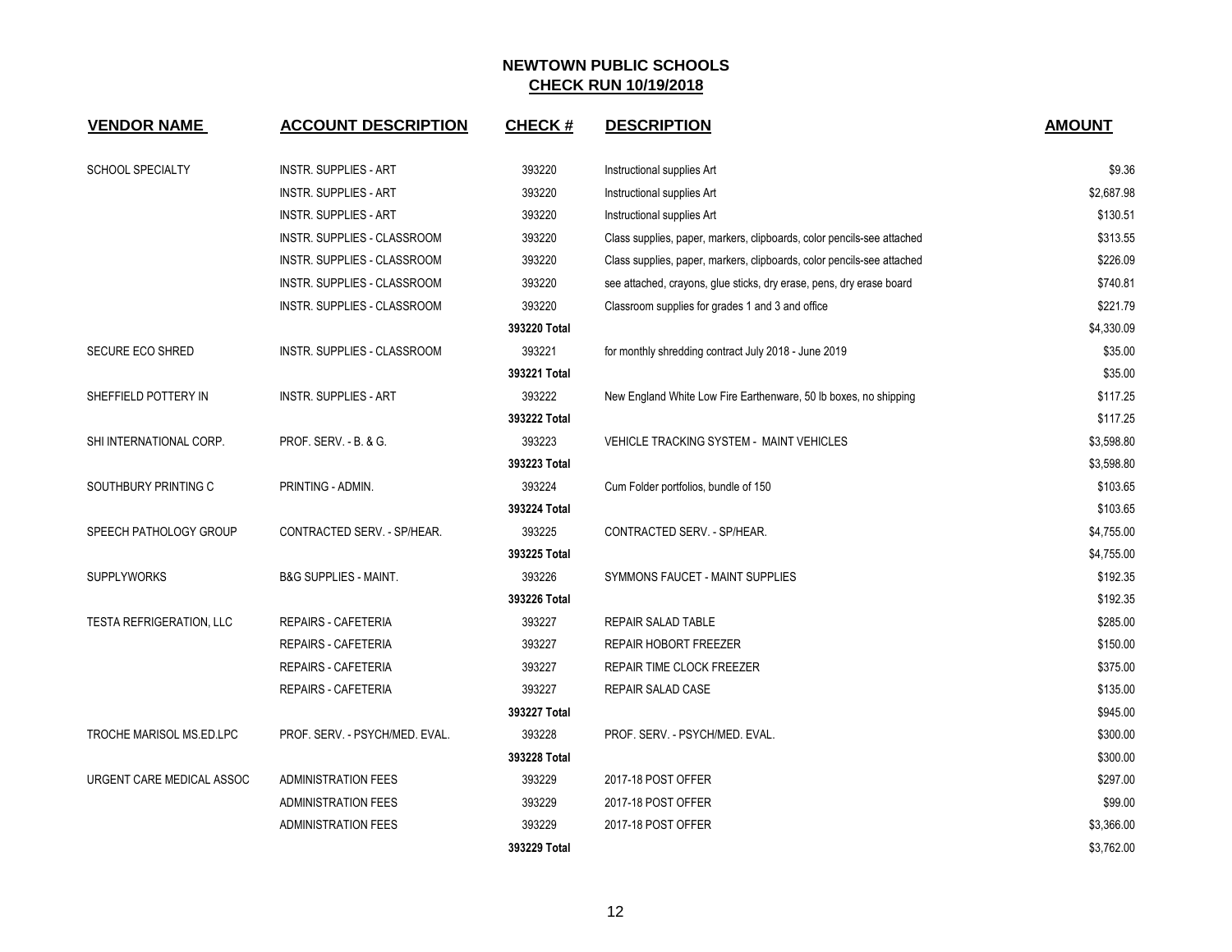## NEWTOWN PUBLIC SCHOOLS
## CHECK RUN 10/19/2018

| VENDOR NAME | ACCOUNT DESCRIPTION | CHECK # | DESCRIPTION | AMOUNT |
|---|---|---|---|---|
| SCHOOL SPECIALTY | INSTR. SUPPLIES - ART | 393220 | Instructional supplies Art | $9.36 |
| | INSTR. SUPPLIES - ART | 393220 | Instructional supplies Art | $2,687.98 |
| | INSTR. SUPPLIES - ART | 393220 | Instructional supplies Art | $130.51 |
| | INSTR. SUPPLIES - CLASSROOM | 393220 | Class supplies, paper, markers, clipboards, color pencils-see attached | $313.55 |
| | INSTR. SUPPLIES - CLASSROOM | 393220 | Class supplies, paper, markers, clipboards, color pencils-see attached | $226.09 |
| | INSTR. SUPPLIES - CLASSROOM | 393220 | see attached, crayons, glue sticks, dry erase, pens, dry erase board | $740.81 |
| | INSTR. SUPPLIES - CLASSROOM | 393220 | Classroom supplies for grades 1 and 3 and office | $221.79 |
| | | **393220 Total** | | $4,330.09 |
| SECURE ECO SHRED | INSTR. SUPPLIES - CLASSROOM | 393221 | for monthly shredding contract July 2018 - June 2019 | $35.00 |
| | | **393221 Total** | | $35.00 |
| SHEFFIELD POTTERY IN | INSTR. SUPPLIES - ART | 393222 | New England White Low Fire Earthenware, 50 lb boxes, no shipping | $117.25 |
| | | **393222 Total** | | $117.25 |
| SHI INTERNATIONAL CORP. | PROF. SERV. - B. & G. | 393223 | VEHICLE TRACKING SYSTEM - MAINT VEHICLES | $3,598.80 |
| | | **393223 Total** | | $3,598.80 |
| SOUTHBURY PRINTING C | PRINTING - ADMIN. | 393224 | Cum Folder portfolios, bundle of 150 | $103.65 |
| | | **393224 Total** | | $103.65 |
| SPEECH PATHOLOGY GROUP | CONTRACTED SERV. - SP/HEAR. | 393225 | CONTRACTED SERV. - SP/HEAR. | $4,755.00 |
| | | **393225 Total** | | $4,755.00 |
| SUPPLYWORKS | B&G SUPPLIES - MAINT. | 393226 | SYMMONS FAUCET - MAINT SUPPLIES | $192.35 |
| | | **393226 Total** | | $192.35 |
| TESTA REFRIGERATION, LLC | REPAIRS - CAFETERIA | 393227 | REPAIR SALAD TABLE | $285.00 |
| | REPAIRS - CAFETERIA | 393227 | REPAIR HOBORT FREEZER | $150.00 |
| | REPAIRS - CAFETERIA | 393227 | REPAIR TIME CLOCK FREEZER | $375.00 |
| | REPAIRS - CAFETERIA | 393227 | REPAIR SALAD CASE | $135.00 |
| | | **393227 Total** | | $945.00 |
| TROCHE MARISOL MS.ED.LPC | PROF. SERV. - PSYCH/MED. EVAL. | 393228 | PROF. SERV. - PSYCH/MED. EVAL. | $300.00 |
| | | **393228 Total** | | $300.00 |
| URGENT CARE MEDICAL ASSOC | ADMINISTRATION FEES | 393229 | 2017-18 POST OFFER | $297.00 |
| | ADMINISTRATION FEES | 393229 | 2017-18 POST OFFER | $99.00 |
| | ADMINISTRATION FEES | 393229 | 2017-18 POST OFFER | $3,366.00 |
| | | **393229 Total** | | $3,762.00 |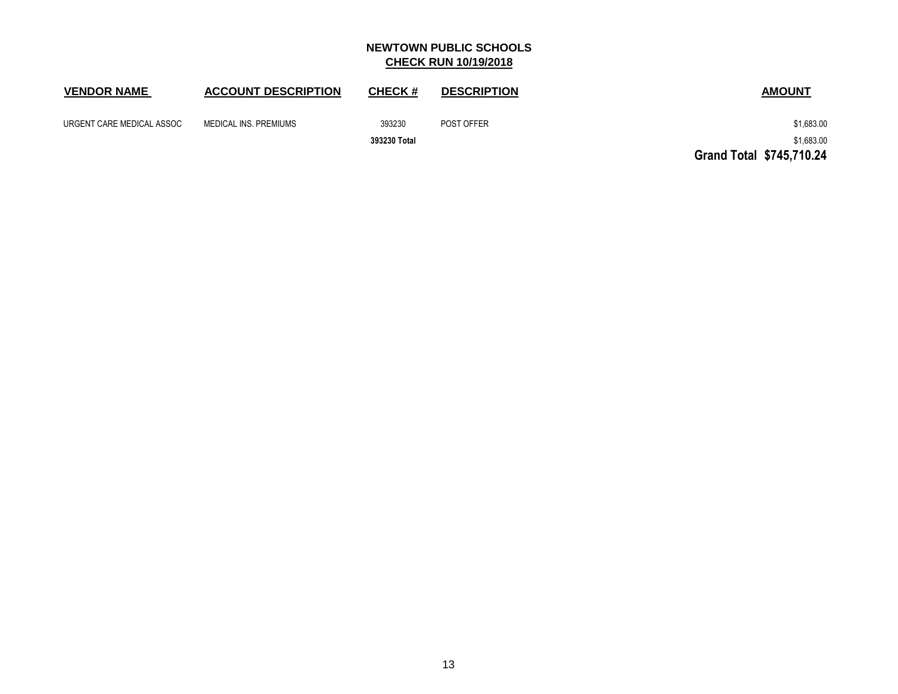**NEWTOWN PUBLIC SCHOOLS**
**CHECK RUN 10/19/2018**

| VENDOR NAME | ACCOUNT DESCRIPTION | CHECK # | DESCRIPTION | AMOUNT |
|---|---|---|---|---|
| URGENT CARE MEDICAL ASSOC | MEDICAL INS. PREMIUMS | 393230 | POST OFFER | $1,683.00 |
| | | **393230 Total** | | $1,683.00 |
| | | | **Grand Total** | **$745,710.24** |